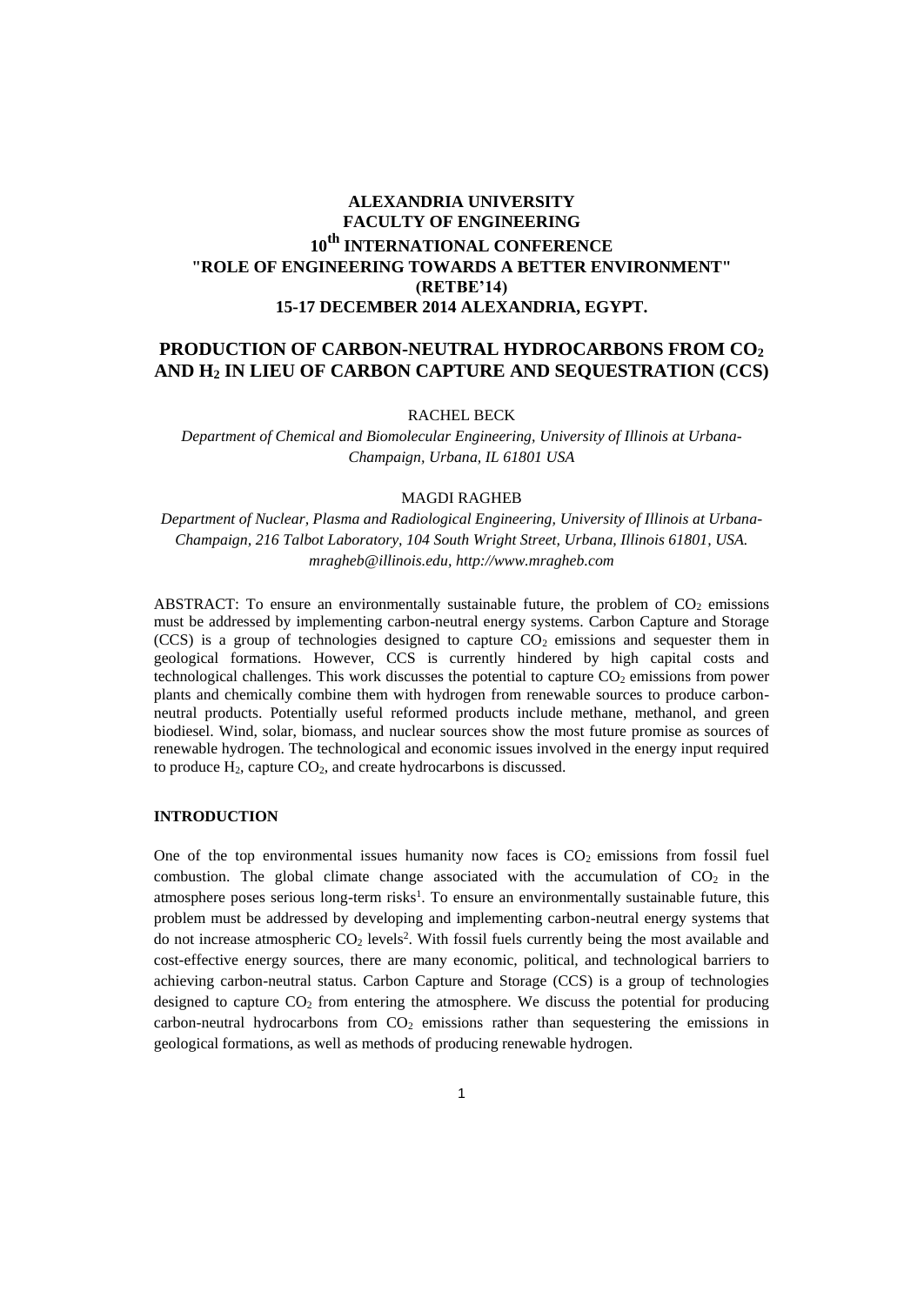**ALEXANDRIA UNIVERSITY**
**FACULTY OF ENGINEERING**
**10th INTERNATIONAL CONFERENCE**
**"ROLE OF ENGINEERING TOWARDS A BETTER ENVIRONMENT"**
**(RETBE'14)**
**15-17 DECEMBER 2014 ALEXANDRIA, EGYPT.**

# PRODUCTION OF CARBON-NEUTRAL HYDROCARBONS FROM $CO_2$ AND $H_2$ IN LIEU OF CARBON CAPTURE AND SEQUESTRATION (CCS)

RACHEL BECK

*Department of Chemical and Biomolecular Engineering, University of Illinois at Urbana-Champaign, Urbana, IL 61801 USA*

MAGDI RAGHEB

*Department of Nuclear, Plasma and Radiological Engineering, University of Illinois at Urbana-Champaign, 216 Talbot Laboratory, 104 South Wright Street, Urbana, Illinois 61801, USA.*
*mragheb@illinois.edu, http://www.mragheb.com*

ABSTRACT: To ensure an environmentally sustainable future, the problem of $CO_2$ emissions must be addressed by implementing carbon-neutral energy systems. Carbon Capture and Storage (CCS) is a group of technologies designed to capture $CO_2$ emissions and sequester them in geological formations. However, CCS is currently hindered by high capital costs and technological challenges. This work discusses the potential to capture $CO_2$ emissions from power plants and chemically combine them with hydrogen from renewable sources to produce carbon-neutral products. Potentially useful reformed products include methane, methanol, and green biodiesel. Wind, solar, biomass, and nuclear sources show the most future promise as sources of renewable hydrogen. The technological and economic issues involved in the energy input required to produce $H_2$, capture $CO_2$, and create hydrocarbons is discussed.

## INTRODUCTION

One of the top environmental issues humanity now faces is $CO_2$ emissions from fossil fuel combustion. The global climate change associated with the accumulation of $CO_2$ in the atmosphere poses serious long-term risks[1]. To ensure an environmentally sustainable future, this problem must be addressed by developing and implementing carbon-neutral energy systems that do not increase atmospheric $CO_2$ levels[2]. With fossil fuels currently being the most available and cost-effective energy sources, there are many economic, political, and technological barriers to achieving carbon-neutral status. Carbon Capture and Storage (CCS) is a group of technologies designed to capture $CO_2$ from entering the atmosphere. We discuss the potential for producing carbon-neutral hydrocarbons from $CO_2$ emissions rather than sequestering the emissions in geological formations, as well as methods of producing renewable hydrogen.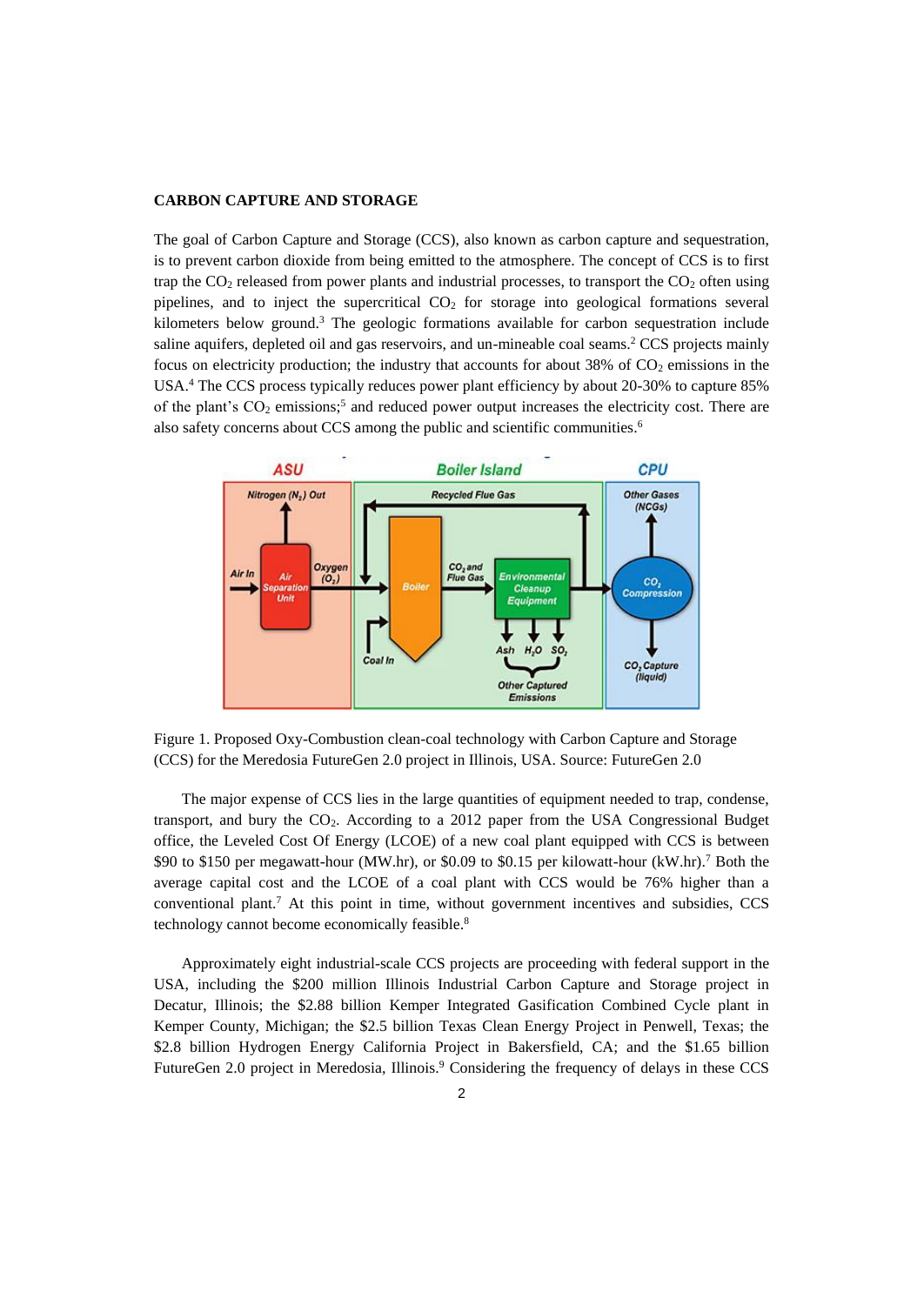## CARBON CAPTURE AND STORAGE

The goal of Carbon Capture and Storage (CCS), also known as carbon capture and sequestration, is to prevent carbon dioxide from being emitted to the atmosphere. The concept of CCS is to first trap the $CO_2$ released from power plants and industrial processes, to transport the $CO_2$ often using pipelines, and to inject the supercritical $CO_2$ for storage into geological formations several kilometers below ground.[3] The geologic formations available for carbon sequestration include saline aquifers, depleted oil and gas reservoirs, and un-mineable coal seams.[2] CCS projects mainly focus on electricity production; the industry that accounts for about 38% of $CO_2$ emissions in the USA.[4] The CCS process typically reduces power plant efficiency by about 20-30% to capture 85% of the plant's $CO_2$ emissions;[5] and reduced power output increases the electricity cost. There are also safety concerns about CCS among the public and scientific communities.[6]

Figure 1. Proposed Oxy-Combustion clean-coal technology with Carbon Capture and Storage (CCS) for the Meredosia FutureGen 2.0 project in Illinois, USA. Source: FutureGen 2.0

The major expense of CCS lies in the large quantities of equipment needed to trap, condense, transport, and bury the $CO_2$. According to a 2012 paper from the USA Congressional Budget office, the Leveled Cost Of Energy (LCOE) of a new coal plant equipped with CCS is between \$90 to \$150 per megawatt-hour (MW.hr), or \$0.09 to \$0.15 per kilowatt-hour (kW.hr).[7] Both the average capital cost and the LCOE of a coal plant with CCS would be 76% higher than a conventional plant.[7] At this point in time, without government incentives and subsidies, CCS technology cannot become economically feasible.[8]

Approximately eight industrial-scale CCS projects are proceeding with federal support in the USA, including the \$200 million Illinois Industrial Carbon Capture and Storage project in Decatur, Illinois; the \$2.88 billion Kemper Integrated Gasification Combined Cycle plant in Kemper County, Michigan; the \$2.5 billion Texas Clean Energy Project in Penwell, Texas; the \$2.8 billion Hydrogen Energy California Project in Bakersfield, CA; and the \$1.65 billion FutureGen 2.0 project in Meredosia, Illinois.[9] Considering the frequency of delays in these CCS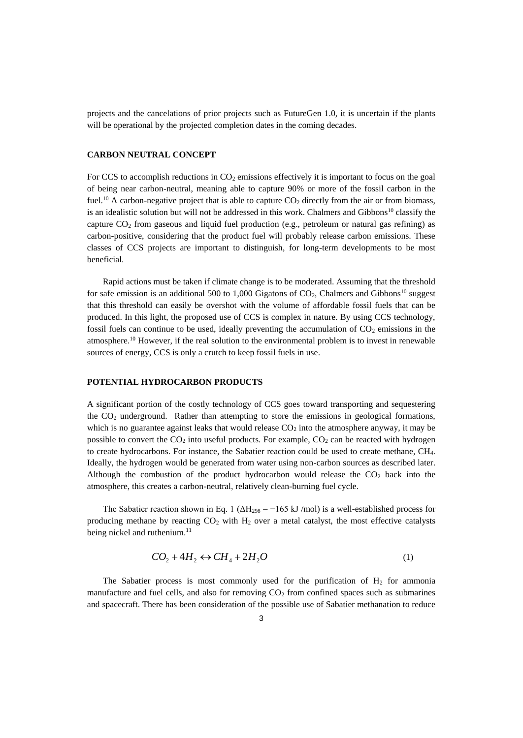projects and the cancelations of prior projects such as FutureGen 1.0, it is uncertain if the plants will be operational by the projected completion dates in the coming decades.

## CARBON NEUTRAL CONCEPT

For CCS to accomplish reductions in $CO_2$ emissions effectively it is important to focus on the goal of being near carbon-neutral, meaning able to capture 90% or more of the fossil carbon in the fuel.[10] A carbon-negative project that is able to capture $CO_2$ directly from the air or from biomass, is an idealistic solution but will not be addressed in this work. Chalmers and Gibbons[10] classify the capture $CO_2$ from gaseous and liquid fuel production (e.g., petroleum or natural gas refining) as carbon-positive, considering that the product fuel will probably release carbon emissions. These classes of CCS projects are important to distinguish, for long-term developments to be most beneficial.

Rapid actions must be taken if climate change is to be moderated. Assuming that the threshold for safe emission is an additional 500 to 1,000 Gigatons of $CO_2$, Chalmers and Gibbons[10] suggest that this threshold can easily be overshot with the volume of affordable fossil fuels that can be produced. In this light, the proposed use of CCS is complex in nature. By using CCS technology, fossil fuels can continue to be used, ideally preventing the accumulation of $CO_2$ emissions in the atmosphere.[10] However, if the real solution to the environmental problem is to invest in renewable sources of energy, CCS is only a crutch to keep fossil fuels in use.

## POTENTIAL HYDROCARBON PRODUCTS

A significant portion of the costly technology of CCS goes toward transporting and sequestering the $CO_2$ underground. Rather than attempting to store the emissions in geological formations, which is no guarantee against leaks that would release $CO_2$ into the atmosphere anyway, it may be possible to convert the $CO_2$ into useful products. For example, $CO_2$ can be reacted with hydrogen to create hydrocarbons. For instance, the Sabatier reaction could be used to create methane, $CH_4$. Ideally, the hydrogen would be generated from water using non-carbon sources as described later. Although the combustion of the product hydrocarbon would release the $CO_2$ back into the atmosphere, this creates a carbon-neutral, relatively clean-burning fuel cycle.

The Sabatier reaction shown in Eq. 1 ($\Delta H_{298} = -165$ kJ /mol) is a well-established process for producing methane by reacting $CO_2$ with $H_2$ over a metal catalyst, the most effective catalysts being nickel and ruthenium.[11]

$$CO_2 + 4H_2 \leftrightarrow CH_4 + 2H_2O \tag{1}$$

The Sabatier process is most commonly used for the purification of $H_2$ for ammonia manufacture and fuel cells, and also for removing $CO_2$ from confined spaces such as submarines and spacecraft. There has been consideration of the possible use of Sabatier methanation to reduce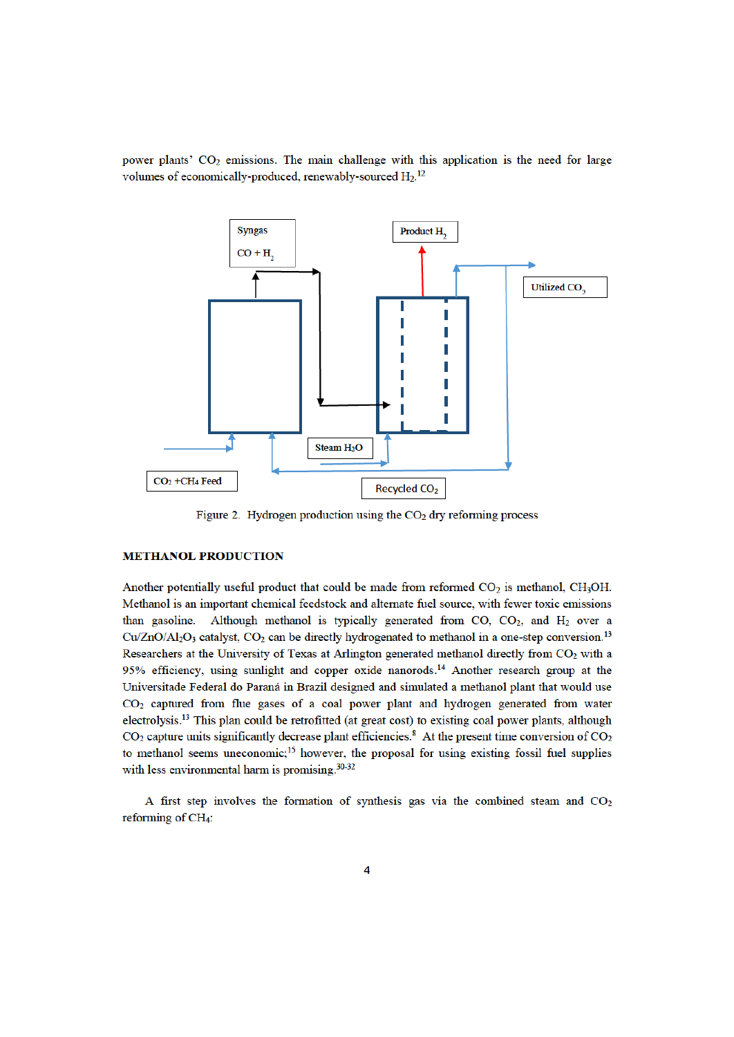power plants' $CO_2$ emissions. The main challenge with this application is the need for large volumes of economically-produced, renewably-sourced $H_2$.[12]

Syngas

CO + $H_2$

Product $H_2$

Utilized $CO_2$

Steam $H_2O$

$CO_2$ +$CH_4$ Feed

Recycled $CO_2$

Figure 2. Hydrogen production using the $CO_2$ dry reforming process

## METHANOL PRODUCTION

Another potentially useful product that could be made from reformed $CO_2$ is methanol, $CH_3OH$. Methanol is an important chemical feedstock and alternate fuel source, with fewer toxic emissions than gasoline. Although methanol is typically generated from CO, $CO_2$, and $H_2$ over a $Cu/ZnO/Al_2O_3$ catalyst, $CO_2$ can be directly hydrogenated to methanol in a one-step conversion.[13] Researchers at the University of Texas at Arlington generated methanol directly from $CO_2$ with a 95% efficiency, using sunlight and copper oxide nanorods.[14] Another research group at the Universitade Federal do Paraná in Brazil designed and simulated a methanol plant that would use $CO_2$ captured from flue gases of a coal power plant and hydrogen generated from water electrolysis.[13] This plan could be retrofitted (at great cost) to existing coal power plants, although $CO_2$ capture units significantly decrease plant efficiencies.[8] At the present time conversion of $CO_2$ to methanol seems uneconomic;[15] however, the proposal for using existing fossil fuel supplies with less environmental harm is promising.[30-32]

A first step involves the formation of synthesis gas via the combined steam and $CO_2$ reforming of $CH_4$: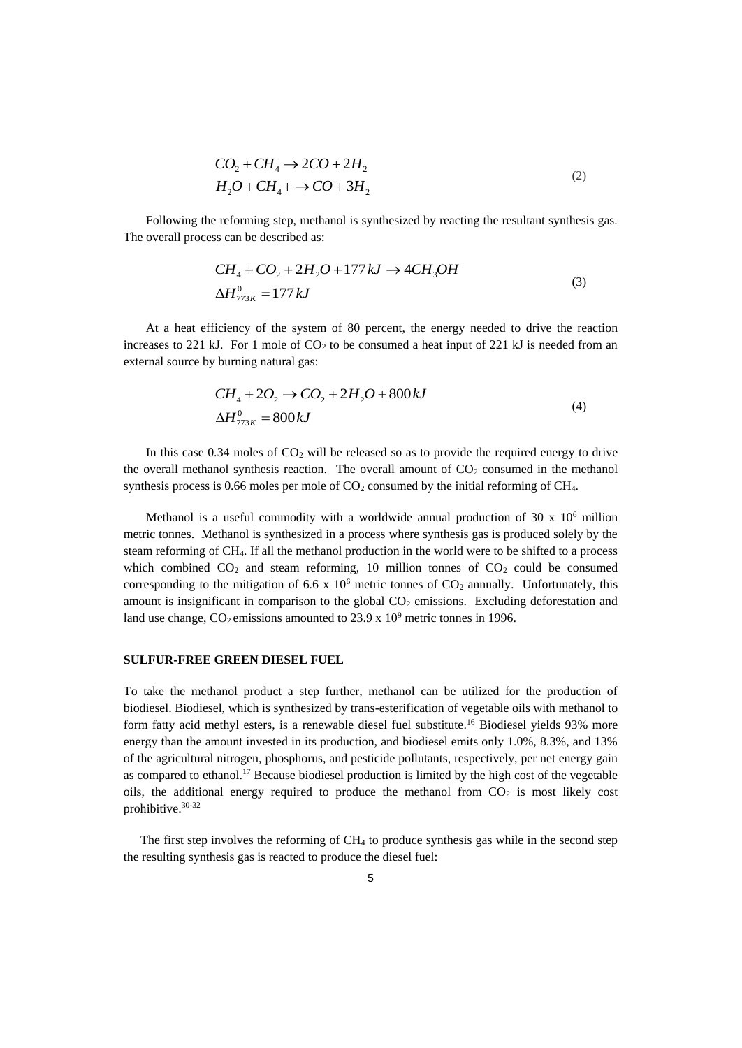$$CO_2 + CH_4 \rightarrow 2CO + 2H_2$$
$$H_2O + CH_4 + \rightarrow CO + 3H_2 \tag{2}$$

Following the reforming step, methanol is synthesized by reacting the resultant synthesis gas. The overall process can be described as:

$$CH_4 + CO_2 + 2H_2O + 177\,kJ \rightarrow 4CH_3OH$$
$$\Delta H^0_{773K} = 177\,kJ \tag{3}$$

At a heat efficiency of the system of 80 percent, the energy needed to drive the reaction increases to 221 kJ. For 1 mole of $CO_2$ to be consumed a heat input of 221 kJ is needed from an external source by burning natural gas:

$$CH_4 + 2O_2 \rightarrow CO_2 + 2H_2O + 800\,kJ$$
$$\Delta H^0_{773K} = 800\,kJ \tag{4}$$

In this case 0.34 moles of $CO_2$ will be released so as to provide the required energy to drive the overall methanol synthesis reaction. The overall amount of $CO_2$ consumed in the methanol synthesis process is 0.66 moles per mole of $CO_2$ consumed by the initial reforming of $CH_4$.

Methanol is a useful commodity with a worldwide annual production of 30 x $10^6$ million metric tonnes. Methanol is synthesized in a process where synthesis gas is produced solely by the steam reforming of $CH_4$. If all the methanol production in the world were to be shifted to a process which combined $CO_2$ and steam reforming, 10 million tonnes of $CO_2$ could be consumed corresponding to the mitigation of 6.6 x $10^6$ metric tonnes of $CO_2$ annually. Unfortunately, this amount is insignificant in comparison to the global $CO_2$ emissions. Excluding deforestation and land use change, $CO_2$ emissions amounted to 23.9 x $10^9$ metric tonnes in 1996.

## SULFUR-FREE GREEN DIESEL FUEL

To take the methanol product a step further, methanol can be utilized for the production of biodiesel. Biodiesel, which is synthesized by trans-esterification of vegetable oils with methanol to form fatty acid methyl esters, is a renewable diesel fuel substitute.[16] Biodiesel yields 93% more energy than the amount invested in its production, and biodiesel emits only 1.0%, 8.3%, and 13% of the agricultural nitrogen, phosphorus, and pesticide pollutants, respectively, per net energy gain as compared to ethanol.[17] Because biodiesel production is limited by the high cost of the vegetable oils, the additional energy required to produce the methanol from $CO_2$ is most likely cost prohibitive.[30-32]

The first step involves the reforming of $CH_4$ to produce synthesis gas while in the second step the resulting synthesis gas is reacted to produce the diesel fuel: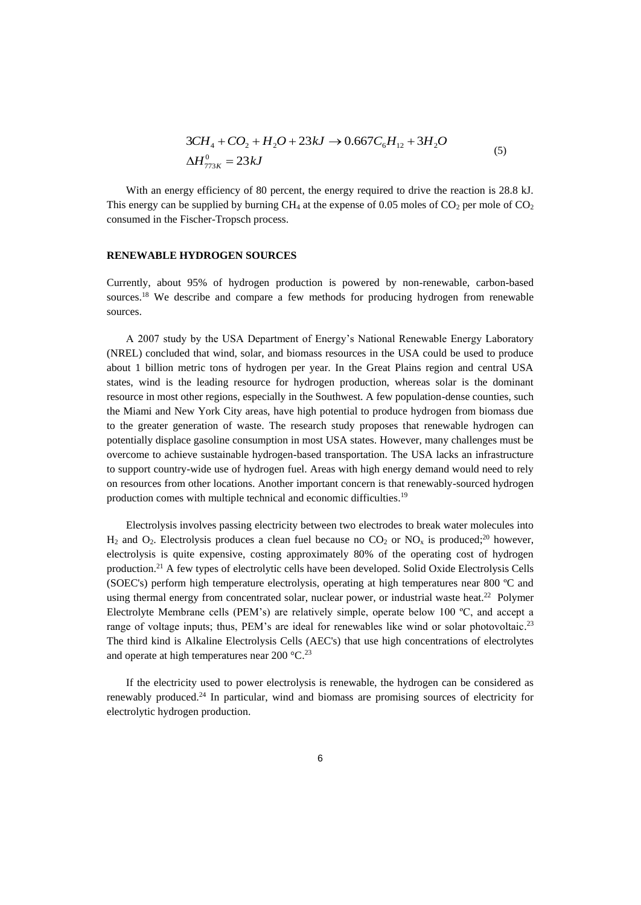$$3CH_4 + CO_2 + H_2O + 23kJ \rightarrow 0.667C_6H_{12} + 3H_2O$$
$$\Delta H^0_{773K} = 23kJ \tag{5}$$

With an energy efficiency of 80 percent, the energy required to drive the reaction is 28.8 kJ. This energy can be supplied by burning $CH_4$ at the expense of 0.05 moles of $CO_2$ per mole of $CO_2$ consumed in the Fischer-Tropsch process.

## RENEWABLE HYDROGEN SOURCES

Currently, about 95% of hydrogen production is powered by non-renewable, carbon-based sources.[18] We describe and compare a few methods for producing hydrogen from renewable sources.

A 2007 study by the USA Department of Energy's National Renewable Energy Laboratory (NREL) concluded that wind, solar, and biomass resources in the USA could be used to produce about 1 billion metric tons of hydrogen per year. In the Great Plains region and central USA states, wind is the leading resource for hydrogen production, whereas solar is the dominant resource in most other regions, especially in the Southwest. A few population-dense counties, such the Miami and New York City areas, have high potential to produce hydrogen from biomass due to the greater generation of waste. The research study proposes that renewable hydrogen can potentially displace gasoline consumption in most USA states. However, many challenges must be overcome to achieve sustainable hydrogen-based transportation. The USA lacks an infrastructure to support country-wide use of hydrogen fuel. Areas with high energy demand would need to rely on resources from other locations. Another important concern is that renewably-sourced hydrogen production comes with multiple technical and economic difficulties.[19]

Electrolysis involves passing electricity between two electrodes to break water molecules into $H_2$ and $O_2$. Electrolysis produces a clean fuel because no $CO_2$ or $NO_x$ is produced;[20] however, electrolysis is quite expensive, costing approximately 80% of the operating cost of hydrogen production.[21] A few types of electrolytic cells have been developed. Solid Oxide Electrolysis Cells (SOEC's) perform high temperature electrolysis, operating at high temperatures near 800 ºC and using thermal energy from concentrated solar, nuclear power, or industrial waste heat.[22] Polymer Electrolyte Membrane cells (PEM's) are relatively simple, operate below 100 ºC, and accept a range of voltage inputs; thus, PEM's are ideal for renewables like wind or solar photovoltaic.[23] The third kind is Alkaline Electrolysis Cells (AEC's) that use high concentrations of electrolytes and operate at high temperatures near 200 °C.[23]

If the electricity used to power electrolysis is renewable, the hydrogen can be considered as renewably produced.[24] In particular, wind and biomass are promising sources of electricity for electrolytic hydrogen production.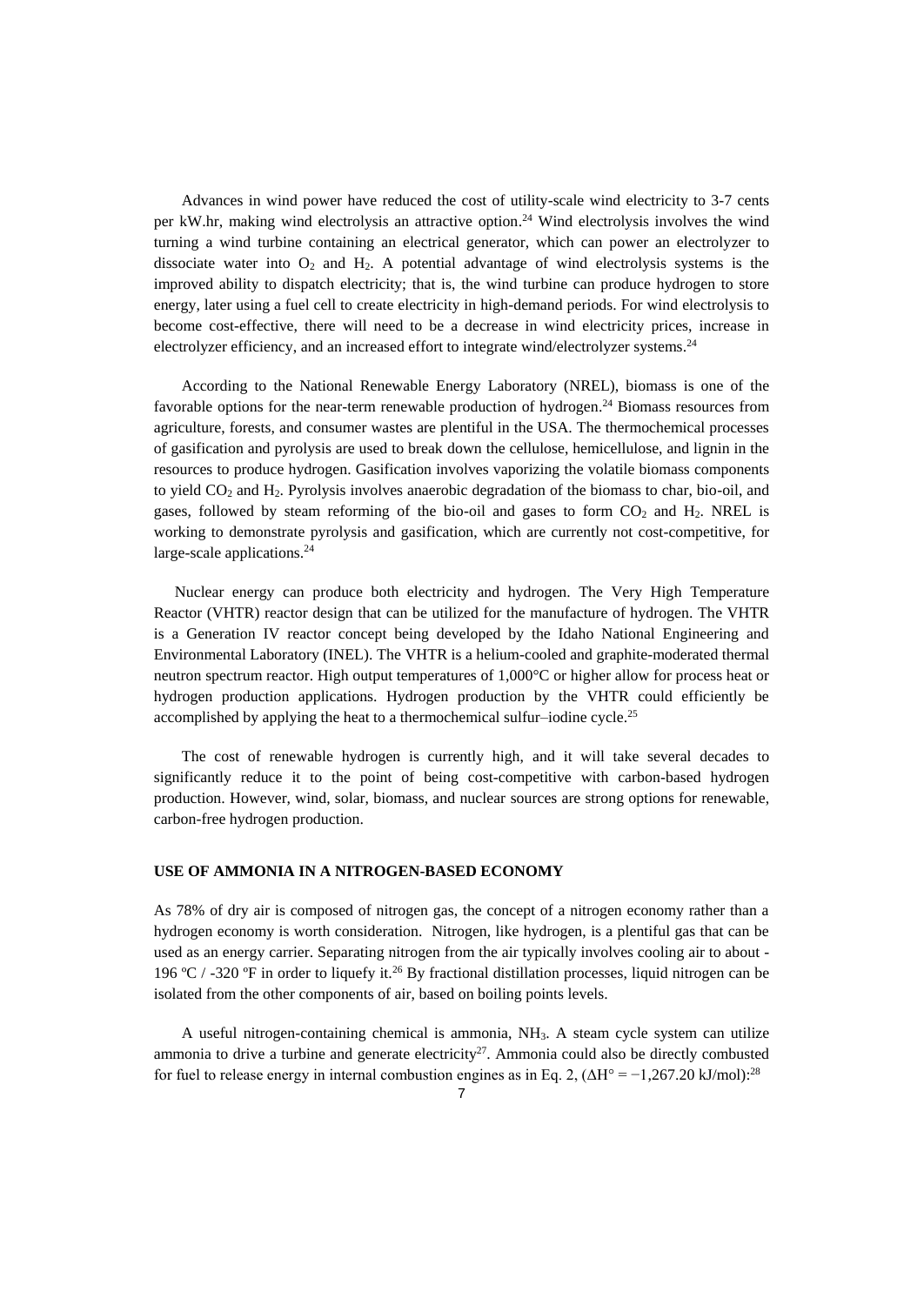Advances in wind power have reduced the cost of utility-scale wind electricity to 3-7 cents per kW.hr, making wind electrolysis an attractive option.[24] Wind electrolysis involves the wind turning a wind turbine containing an electrical generator, which can power an electrolyzer to dissociate water into $O_2$ and $H_2$. A potential advantage of wind electrolysis systems is the improved ability to dispatch electricity; that is, the wind turbine can produce hydrogen to store energy, later using a fuel cell to create electricity in high-demand periods. For wind electrolysis to become cost-effective, there will need to be a decrease in wind electricity prices, increase in electrolyzer efficiency, and an increased effort to integrate wind/electrolyzer systems.[24]

According to the National Renewable Energy Laboratory (NREL), biomass is one of the favorable options for the near-term renewable production of hydrogen.[24] Biomass resources from agriculture, forests, and consumer wastes are plentiful in the USA. The thermochemical processes of gasification and pyrolysis are used to break down the cellulose, hemicellulose, and lignin in the resources to produce hydrogen. Gasification involves vaporizing the volatile biomass components to yield $CO_2$ and $H_2$. Pyrolysis involves anaerobic degradation of the biomass to char, bio-oil, and gases, followed by steam reforming of the bio-oil and gases to form $CO_2$ and $H_2$. NREL is working to demonstrate pyrolysis and gasification, which are currently not cost-competitive, for large-scale applications.[24]

Nuclear energy can produce both electricity and hydrogen. The Very High Temperature Reactor (VHTR) reactor design that can be utilized for the manufacture of hydrogen. The VHTR is a Generation IV reactor concept being developed by the Idaho National Engineering and Environmental Laboratory (INEL). The VHTR is a helium-cooled and graphite-moderated thermal neutron spectrum reactor. High output temperatures of 1,000°C or higher allow for process heat or hydrogen production applications. Hydrogen production by the VHTR could efficiently be accomplished by applying the heat to a thermochemical sulfur–iodine cycle.[25]

The cost of renewable hydrogen is currently high, and it will take several decades to significantly reduce it to the point of being cost-competitive with carbon-based hydrogen production. However, wind, solar, biomass, and nuclear sources are strong options for renewable, carbon-free hydrogen production.

## USE OF AMMONIA IN A NITROGEN-BASED ECONOMY

As 78% of dry air is composed of nitrogen gas, the concept of a nitrogen economy rather than a hydrogen economy is worth consideration. Nitrogen, like hydrogen, is a plentiful gas that can be used as an energy carrier. Separating nitrogen from the air typically involves cooling air to about -196 ºC / -320 ºF in order to liquefy it.[26] By fractional distillation processes, liquid nitrogen can be isolated from the other components of air, based on boiling points levels.

A useful nitrogen-containing chemical is ammonia, $NH_3$. A steam cycle system can utilize ammonia to drive a turbine and generate electricity[27]. Ammonia could also be directly combusted for fuel to release energy in internal combustion engines as in Eq. 2, ($\Delta H^\circ = -1{,}267.20$ kJ/mol):[28]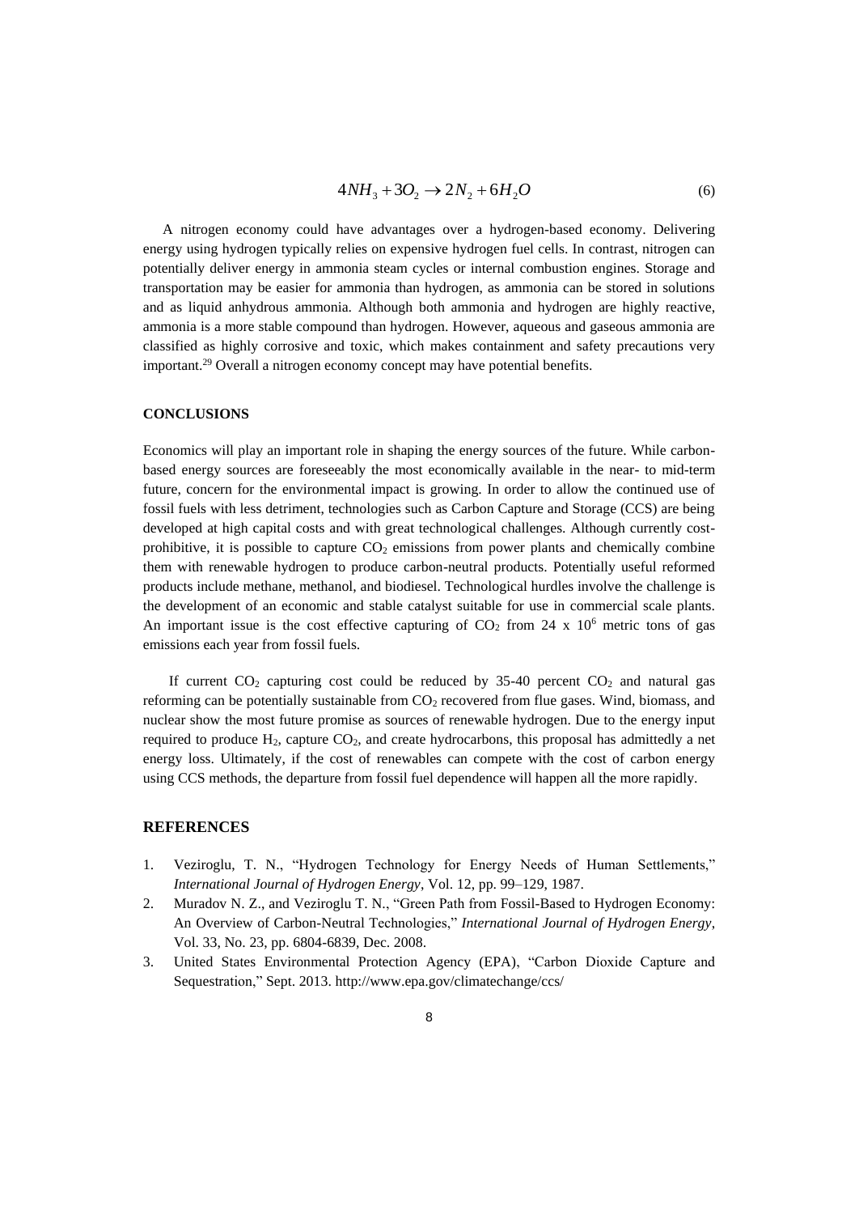$$4NH_3 + 3O_2 \rightarrow 2N_2 + 6H_2O \tag{6}$$

A nitrogen economy could have advantages over a hydrogen-based economy. Delivering energy using hydrogen typically relies on expensive hydrogen fuel cells. In contrast, nitrogen can potentially deliver energy in ammonia steam cycles or internal combustion engines. Storage and transportation may be easier for ammonia than hydrogen, as ammonia can be stored in solutions and as liquid anhydrous ammonia. Although both ammonia and hydrogen are highly reactive, ammonia is a more stable compound than hydrogen. However, aqueous and gaseous ammonia are classified as highly corrosive and toxic, which makes containment and safety precautions very important.[29] Overall a nitrogen economy concept may have potential benefits.

## CONCLUSIONS

Economics will play an important role in shaping the energy sources of the future. While carbon-based energy sources are foreseeably the most economically available in the near- to mid-term future, concern for the environmental impact is growing. In order to allow the continued use of fossil fuels with less detriment, technologies such as Carbon Capture and Storage (CCS) are being developed at high capital costs and with great technological challenges. Although currently cost-prohibitive, it is possible to capture $CO_2$ emissions from power plants and chemically combine them with renewable hydrogen to produce carbon-neutral products. Potentially useful reformed products include methane, methanol, and biodiesel. Technological hurdles involve the challenge is the development of an economic and stable catalyst suitable for use in commercial scale plants. An important issue is the cost effective capturing of $CO_2$ from 24 x $10^6$ metric tons of gas emissions each year from fossil fuels.

If current $CO_2$ capturing cost could be reduced by 35-40 percent $CO_2$ and natural gas reforming can be potentially sustainable from $CO_2$ recovered from flue gases. Wind, biomass, and nuclear show the most future promise as sources of renewable hydrogen. Due to the energy input required to produce $H_2$, capture $CO_2$, and create hydrocarbons, this proposal has admittedly a net energy loss. Ultimately, if the cost of renewables can compete with the cost of carbon energy using CCS methods, the departure from fossil fuel dependence will happen all the more rapidly.

## REFERENCES

1. Veziroglu, T. N., "Hydrogen Technology for Energy Needs of Human Settlements," *International Journal of Hydrogen Energy*, Vol. 12, pp. 99–129, 1987.
2. Muradov N. Z., and Veziroglu T. N., "Green Path from Fossil-Based to Hydrogen Economy: An Overview of Carbon-Neutral Technologies," *International Journal of Hydrogen Energy*, Vol. 33, No. 23, pp. 6804-6839, Dec. 2008.
3. United States Environmental Protection Agency (EPA), "Carbon Dioxide Capture and Sequestration," Sept. 2013. http://www.epa.gov/climatechange/ccs/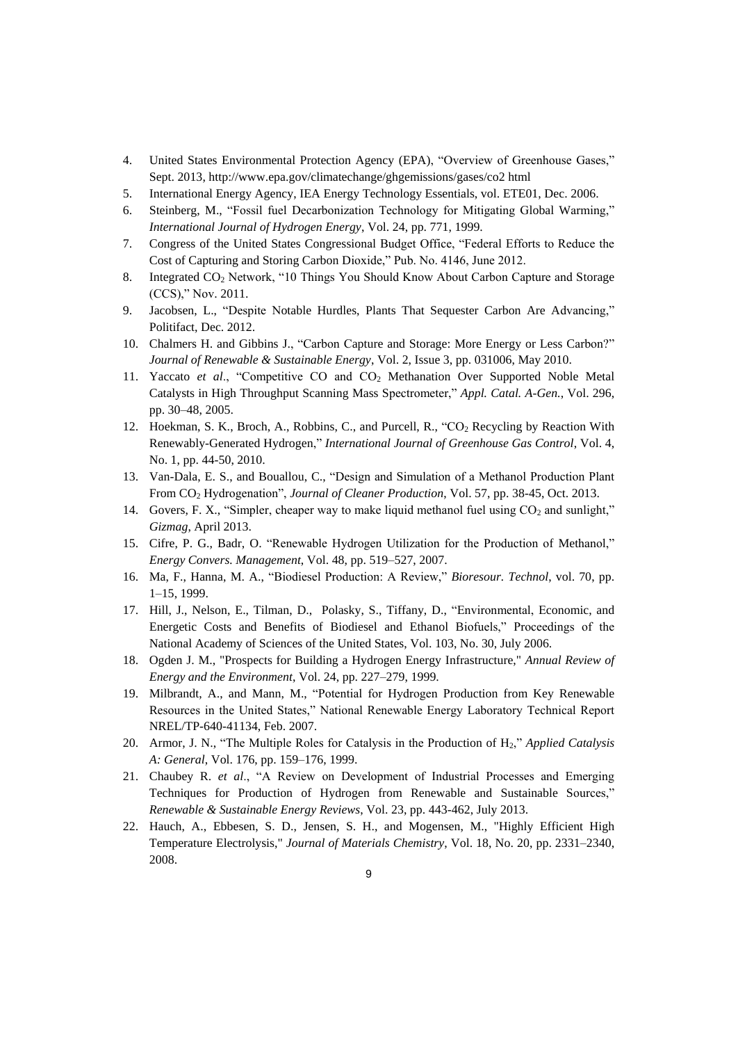4. United States Environmental Protection Agency (EPA), "Overview of Greenhouse Gases," Sept. 2013, http://www.epa.gov/climatechange/ghgemissions/gases/co2 html
5. International Energy Agency, IEA Energy Technology Essentials, vol. ETE01, Dec. 2006.
6. Steinberg, M., "Fossil fuel Decarbonization Technology for Mitigating Global Warming," *International Journal of Hydrogen Energy*, Vol. 24, pp. 771, 1999.
7. Congress of the United States Congressional Budget Office, "Federal Efforts to Reduce the Cost of Capturing and Storing Carbon Dioxide," Pub. No. 4146, June 2012.
8. Integrated $CO_2$ Network, "10 Things You Should Know About Carbon Capture and Storage (CCS)," Nov. 2011.
9. Jacobsen, L., "Despite Notable Hurdles, Plants That Sequester Carbon Are Advancing," Politifact, Dec. 2012.
10. Chalmers H. and Gibbins J., "Carbon Capture and Storage: More Energy or Less Carbon?" *Journal of Renewable & Sustainable Energy*, Vol. 2, Issue 3, pp. 031006, May 2010.
11. Yaccato *et al*., "Competitive CO and $CO_2$ Methanation Over Supported Noble Metal Catalysts in High Throughput Scanning Mass Spectrometer," *Appl. Catal. A-Gen.*, Vol. 296, pp. 30–48, 2005.
12. Hoekman, S. K., Broch, A., Robbins, C., and Purcell, R., "$CO_2$ Recycling by Reaction With Renewably-Generated Hydrogen," *International Journal of Greenhouse Gas Control*, Vol. 4, No. 1, pp. 44-50, 2010.
13. Van-Dala, E. S., and Bouallou, C., "Design and Simulation of a Methanol Production Plant From $CO_2$ Hydrogenation", *Journal of Cleaner Production*, Vol. 57, pp. 38-45, Oct. 2013.
14. Govers, F. X., "Simpler, cheaper way to make liquid methanol fuel using $CO_2$ and sunlight," *Gizmag*, April 2013.
15. Cifre, P. G., Badr, O. "Renewable Hydrogen Utilization for the Production of Methanol," *Energy Convers. Management*, Vol. 48, pp. 519–527, 2007.
16. Ma, F., Hanna, M. A., "Biodiesel Production: A Review," *Bioresour. Technol*, vol. 70, pp. 1–15, 1999.
17. Hill, J., Nelson, E., Tilman, D., Polasky, S., Tiffany, D., "Environmental, Economic, and Energetic Costs and Benefits of Biodiesel and Ethanol Biofuels," Proceedings of the National Academy of Sciences of the United States, Vol. 103, No. 30, July 2006.
18. Ogden J. M., "Prospects for Building a Hydrogen Energy Infrastructure," *Annual Review of Energy and the Environment*, Vol. 24, pp. 227–279, 1999.
19. Milbrandt, A., and Mann, M., "Potential for Hydrogen Production from Key Renewable Resources in the United States," National Renewable Energy Laboratory Technical Report NREL/TP-640-41134, Feb. 2007.
20. Armor, J. N., "The Multiple Roles for Catalysis in the Production of $H_2$," *Applied Catalysis A: General*, Vol. 176, pp. 159–176, 1999.
21. Chaubey R. *et al*., "A Review on Development of Industrial Processes and Emerging Techniques for Production of Hydrogen from Renewable and Sustainable Sources," *Renewable & Sustainable Energy Reviews*, Vol. 23, pp. 443-462, July 2013.
22. Hauch, A., Ebbesen, S. D., Jensen, S. H., and Mogensen, M., "Highly Efficient High Temperature Electrolysis," *Journal of Materials Chemistry*, Vol. 18, No. 20, pp. 2331–2340, 2008.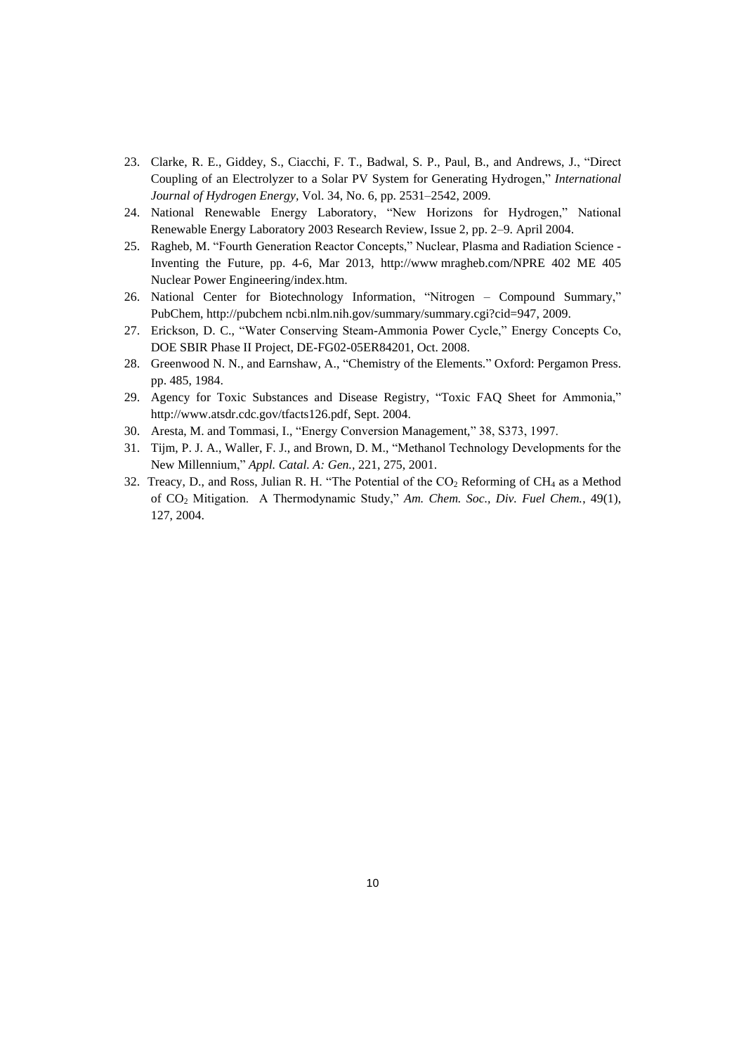23. Clarke, R. E., Giddey, S., Ciacchi, F. T., Badwal, S. P., Paul, B., and Andrews, J., "Direct Coupling of an Electrolyzer to a Solar PV System for Generating Hydrogen," *International Journal of Hydrogen Energy*, Vol. 34, No. 6, pp. 2531–2542, 2009.
24. National Renewable Energy Laboratory, "New Horizons for Hydrogen," National Renewable Energy Laboratory 2003 Research Review, Issue 2, pp. 2–9. April 2004.
25. Ragheb, M. "Fourth Generation Reactor Concepts," Nuclear, Plasma and Radiation Science - Inventing the Future, pp. 4-6, Mar 2013, http://www mragheb.com/NPRE 402 ME 405 Nuclear Power Engineering/index.htm.
26. National Center for Biotechnology Information, "Nitrogen – Compound Summary," PubChem, http://pubchem ncbi.nlm.nih.gov/summary/summary.cgi?cid=947, 2009.
27. Erickson, D. C., "Water Conserving Steam-Ammonia Power Cycle," Energy Concepts Co, DOE SBIR Phase II Project, DE-FG02-05ER84201, Oct. 2008.
28. Greenwood N. N., and Earnshaw, A., "Chemistry of the Elements." Oxford: Pergamon Press. pp. 485, 1984.
29. Agency for Toxic Substances and Disease Registry, "Toxic FAQ Sheet for Ammonia," http://www.atsdr.cdc.gov/tfacts126.pdf, Sept. 2004.
30. Aresta, M. and Tommasi, I., "Energy Conversion Management," 38, S373, 1997.
31. Tijm, P. J. A., Waller, F. J., and Brown, D. M., "Methanol Technology Developments for the New Millennium," *Appl. Catal. A: Gen.*, 221, 275, 2001.
32. Treacy, D., and Ross, Julian R. H. "The Potential of the $CO_2$ Reforming of $CH_4$ as a Method of $CO_2$ Mitigation. A Thermodynamic Study," *Am. Chem. Soc., Div. Fuel Chem.*, 49(1), 127, 2004.